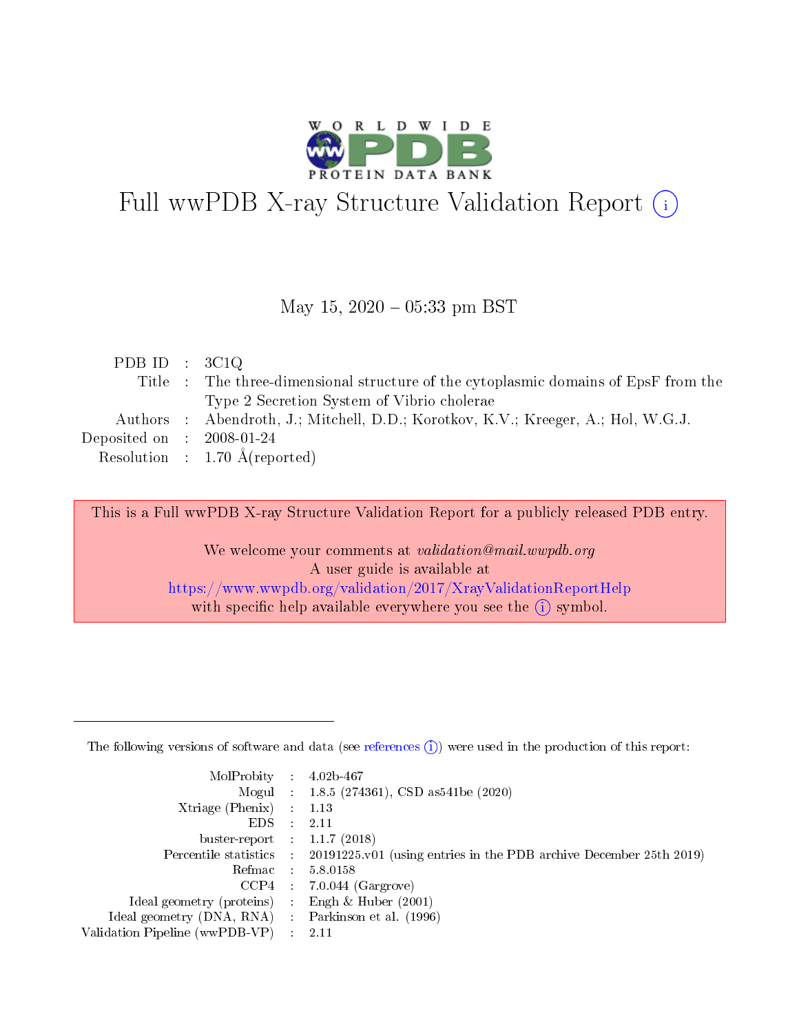# Full wwPDB X-ray Structure Validation Report (i)

May 15, 2020 – 05:33 pm BST

| | | |
|---|---|---|
| PDB ID | : | 3C1Q |
| Title | : | The three-dimensional structure of the cytoplasmic domains of EpsF from the Type 2 Secretion System of Vibrio cholerae |
| Authors | : | Abendroth, J.; Mitchell, D.D.; Korotkov, K.V.; Kreeger, A.; Hol, W.G.J. |
| Deposited on | : | 2008-01-24 |
| Resolution | : | 1.70 Å(reported) |

This is a Full wwPDB X-ray Structure Validation Report for a publicly released PDB entry.

We welcome your comments at *validation@mail.wwpdb.org*
A user guide is available at
https://www.wwpdb.org/validation/2017/XrayValidationReportHelp
with specific help available everywhere you see the (i) symbol.

---

The following versions of software and data (see references (i)) were used in the production of this report:

| | | |
|---|---|---|
| MolProbity | : | 4.02b-467 |
| Mogul | : | 1.8.5 (274361), CSD as541be (2020) |
| Xtriage (Phenix) | : | 1.13 |
| EDS | : | 2.11 |
| buster-report | : | 1.1.7 (2018) |
| Percentile statistics | : | 20191225.v01 (using entries in the PDB archive December 25th 2019) |
| Refmac | : | 5.8.0158 |
| CCP4 | : | 7.0.044 (Gargrove) |
| Ideal geometry (proteins) | : | Engh & Huber (2001) |
| Ideal geometry (DNA, RNA) | : | Parkinson et al. (1996) |
| Validation Pipeline (wwPDB-VP) | : | 2.11 |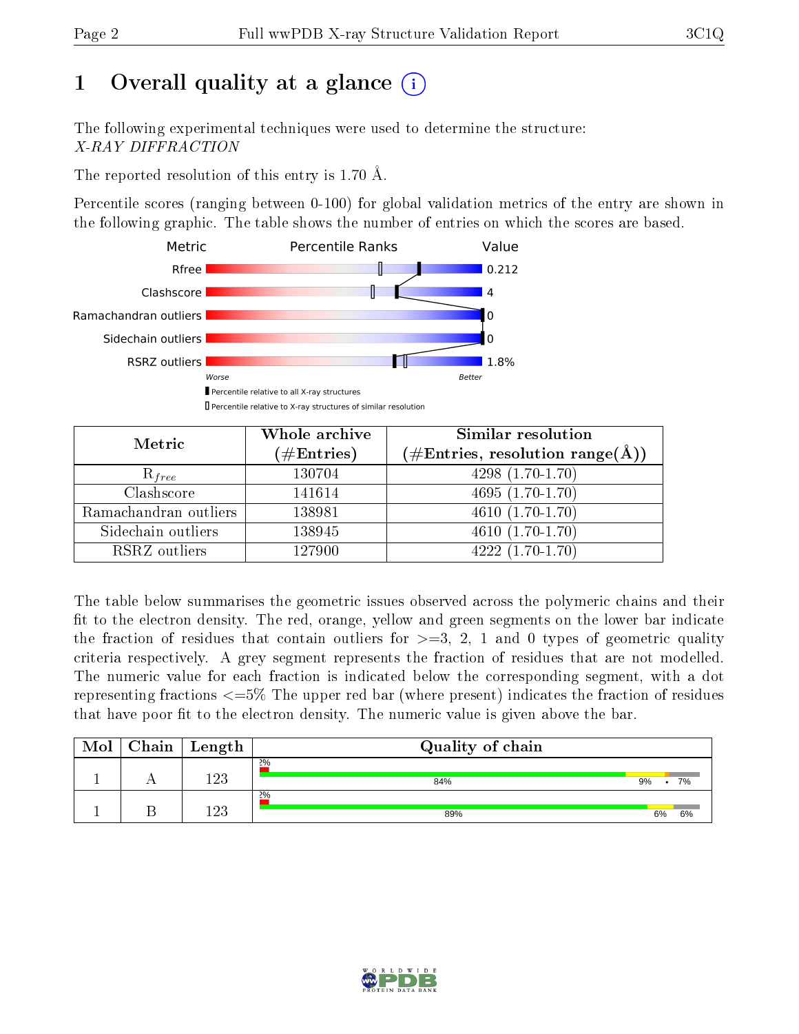# 1 Overall quality at a glance

The following experimental techniques were used to determine the structure: *X-RAY DIFFRACTION*

The reported resolution of this entry is 1.70 Å.

Percentile scores (ranging between 0-100) for global validation metrics of the entry are shown in the following graphic. The table shows the number of entries on which the scores are based.

| Metric | Value |
|---|---|
| Rfree | 0.212 |
| Clashscore | 4 |
| Ramachandran outliers | 0 |
| Sidechain outliers | 0 |
| RSRZ outliers | 1.8% |

Worse — Better

■ Percentile relative to all X-ray structures
□ Percentile relative to X-ray structures of similar resolution

| Metric | Whole archive (#Entries) | Similar resolution (#Entries, resolution range(Å)) |
|---|---|---|
| $R_{free}$ | 130704 | 4298 (1.70-1.70) |
| Clashscore | 141614 | 4695 (1.70-1.70) |
| Ramachandran outliers | 138981 | 4610 (1.70-1.70) |
| Sidechain outliers | 138945 | 4610 (1.70-1.70) |
| RSRZ outliers | 127900 | 4222 (1.70-1.70) |

The table below summarises the geometric issues observed across the polymeric chains and their fit to the electron density. The red, orange, yellow and green segments on the lower bar indicate the fraction of residues that contain outliers for >=3, 2, 1 and 0 types of geometric quality criteria respectively. A grey segment represents the fraction of residues that are not modelled. The numeric value for each fraction is indicated below the corresponding segment, with a dot representing fractions <=5% The upper red bar (where present) indicates the fraction of residues that have poor fit to the electron density. The numeric value is given above the bar.

| Mol | Chain | Length | Quality of chain |
|---|---|---|---|
| 1 | A | 123 | 2%; 84% · 9% · • · 7% |
| 1 | B | 123 | 2%; 89% · 6% · 6% |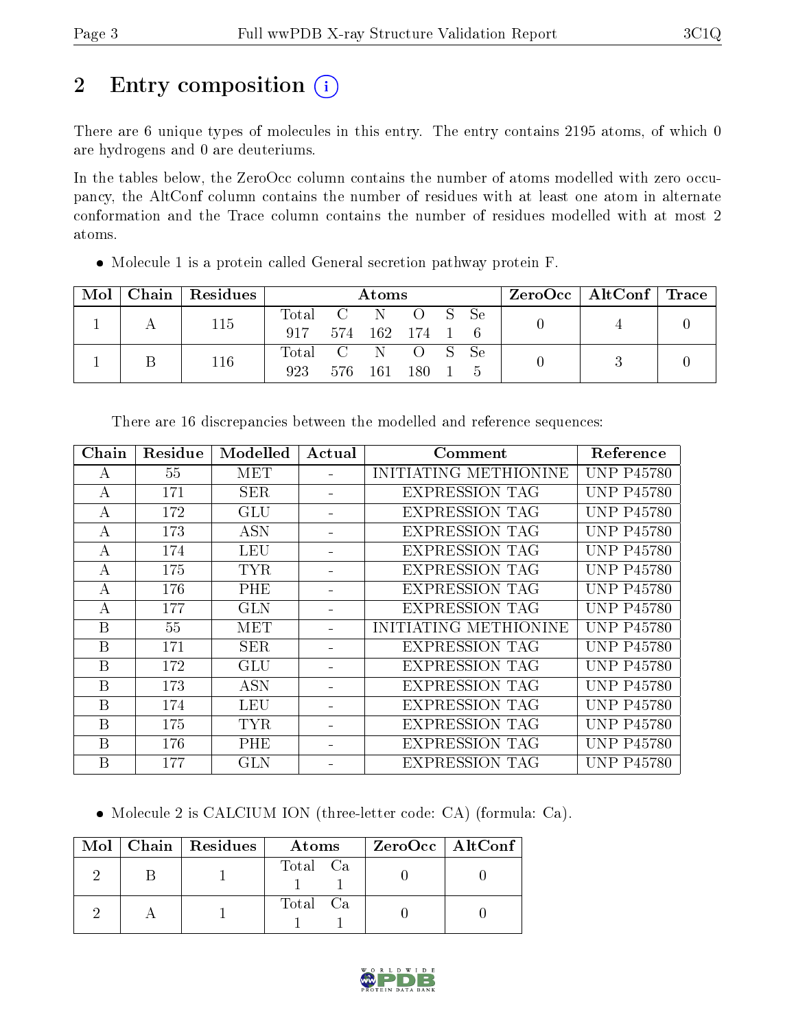# 2 Entry composition

There are 6 unique types of molecules in this entry. The entry contains 2195 atoms, of which 0 are hydrogens and 0 are deuteriums.

In the tables below, the ZeroOcc column contains the number of atoms modelled with zero occupancy, the AltConf column contains the number of residues with at least one atom in alternate conformation and the Trace column contains the number of residues modelled with at most 2 atoms.

- Molecule 1 is a protein called General secretion pathway protein F.

| Mol | Chain | Residues | Atoms | | | | | | ZeroOcc | AltConf | Trace |
|---|---|---|---|---|---|---|---|---|---|---|---|
| 1 | A | 115 | Total | C | N | O | S | Se | 0 | 4 | 0 |
| | | | 917 | 574 | 162 | 174 | 1 | 6 | | | |
| 1 | B | 116 | Total | C | N | O | S | Se | 0 | 3 | 0 |
| | | | 923 | 576 | 161 | 180 | 1 | 5 | | | |

There are 16 discrepancies between the modelled and reference sequences:

| Chain | Residue | Modelled | Actual | Comment | Reference |
|---|---|---|---|---|---|
| A | 55 | MET | - | INITIATING METHIONINE | UNP P45780 |
| A | 171 | SER | - | EXPRESSION TAG | UNP P45780 |
| A | 172 | GLU | - | EXPRESSION TAG | UNP P45780 |
| A | 173 | ASN | - | EXPRESSION TAG | UNP P45780 |
| A | 174 | LEU | - | EXPRESSION TAG | UNP P45780 |
| A | 175 | TYR | - | EXPRESSION TAG | UNP P45780 |
| A | 176 | PHE | - | EXPRESSION TAG | UNP P45780 |
| A | 177 | GLN | - | EXPRESSION TAG | UNP P45780 |
| B | 55 | MET | - | INITIATING METHIONINE | UNP P45780 |
| B | 171 | SER | - | EXPRESSION TAG | UNP P45780 |
| B | 172 | GLU | - | EXPRESSION TAG | UNP P45780 |
| B | 173 | ASN | - | EXPRESSION TAG | UNP P45780 |
| B | 174 | LEU | - | EXPRESSION TAG | UNP P45780 |
| B | 175 | TYR | - | EXPRESSION TAG | UNP P45780 |
| B | 176 | PHE | - | EXPRESSION TAG | UNP P45780 |
| B | 177 | GLN | - | EXPRESSION TAG | UNP P45780 |

- Molecule 2 is CALCIUM ION (three-letter code: CA) (formula: Ca).

| Mol | Chain | Residues | Atoms | | ZeroOcc | AltConf |
|---|---|---|---|---|---|---|
| 2 | B | 1 | Total | Ca | 0 | 0 |
| | | | 1 | 1 | | |
| 2 | A | 1 | Total | Ca | 0 | 0 |
| | | | 1 | 1 | | |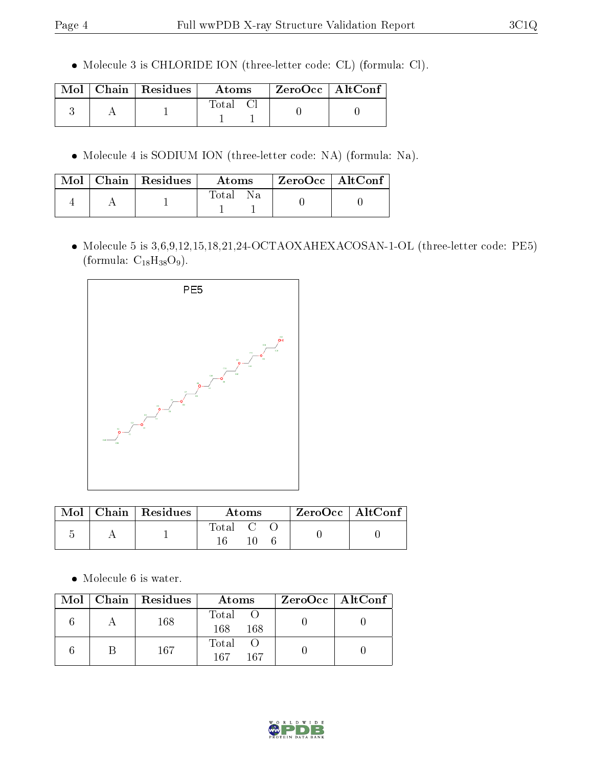- Molecule 3 is CHLORIDE ION (three-letter code: CL) (formula: Cl).

| Mol | Chain | Residues | Atoms | ZeroOcc | AltConf |
|---|---|---|---|---|---|
| 3 | A | 1 | Total Cl<br>1 1 | 0 | 0 |

- Molecule 4 is SODIUM ION (three-letter code: NA) (formula: Na).

| Mol | Chain | Residues | Atoms | ZeroOcc | AltConf |
|---|---|---|---|---|---|
| 4 | A | 1 | Total Na<br>1 1 | 0 | 0 |

- Molecule 5 is 3,6,9,12,15,18,21,24-OCTAOXAHEXACOSAN-1-OL (three-letter code: PE5) (formula: $C_{18}H_{38}O_9$).

| Mol | Chain | Residues | Atoms | ZeroOcc | AltConf |
|---|---|---|---|---|---|
| 5 | A | 1 | Total C O<br>16 10 6 | 0 | 0 |

- Molecule 6 is water.

| Mol | Chain | Residues | Atoms | ZeroOcc | AltConf |
|---|---|---|---|---|---|
| 6 | A | 168 | Total O<br>168 168 | 0 | 0 |
| 6 | B | 167 | Total O<br>167 167 | 0 | 0 |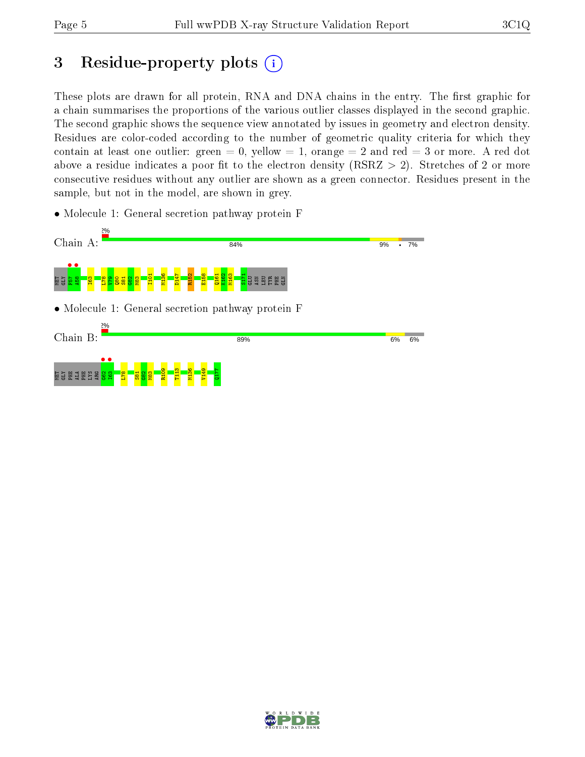# 3 Residue-property plots

These plots are drawn for all protein, RNA and DNA chains in the entry. The first graphic for a chain summarises the proportions of the various outlier classes displayed in the second graphic. The second graphic shows the sequence view annotated by issues in geometry and electron density. Residues are color-coded according to the number of geometric quality criteria for which they contain at least one outlier: green = 0, yellow = 1, orange = 2 and red = 3 or more. A red dot above a residue indicates a poor fit to the electron density (RSRZ > 2). Stretches of 2 or more consecutive residues without any outlier are shown as a green connector. Residues present in the sample, but not in the model, are shown in grey.

- Molecule 1: General secretion pathway protein F

Chain A: 2% | 84% | 9% | • | 7%

MET GLY F57 A58 I63 L78 V79 Q80 S81 G82 M83 I101 M136 D147 R152 E158 Q161 K162 M163 S171 GLU ASN LEU TYR PHE GLN

- Molecule 1: General secretion pathway protein F

Chain B: 2% | 89% | 6% | 6%

MET GLY PHE ALA PHE LYS ARG G62 I63 L78 S81 G82 M83 R109 T113 M136 V149 Q177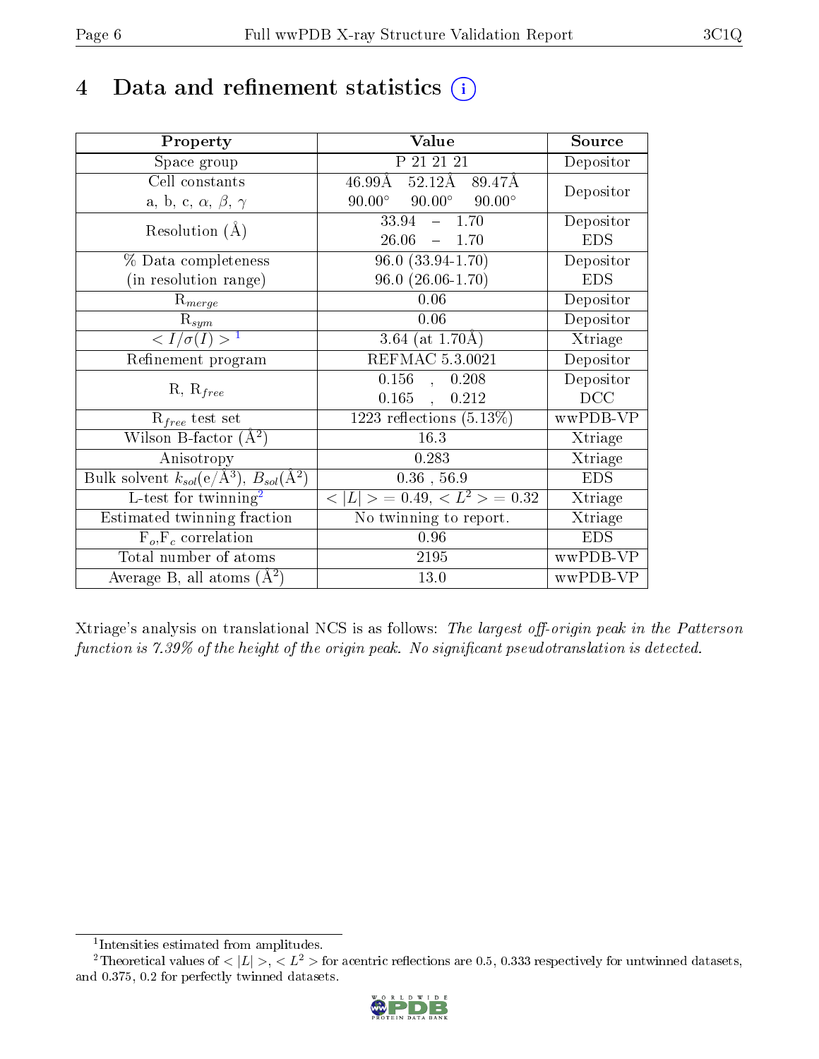# 4 Data and refinement statistics (i)

| Property | Value | Source |
|---|---|---|
| Space group | P 21 21 21 | Depositor |
| Cell constants<br>a, b, c, $\alpha$, $\beta$, $\gamma$ | 46.99Å 52.12Å 89.47Å<br>90.00° 90.00° 90.00° | Depositor |
| Resolution (Å) | 33.94 – 1.70<br>26.06 – 1.70 | Depositor<br>EDS |
| % Data completeness<br>(in resolution range) | 96.0 (33.94-1.70)<br>96.0 (26.06-1.70) | Depositor<br>EDS |
| $R_{merge}$ | 0.06 | Depositor |
| $R_{sym}$ | 0.06 | Depositor |
| $< I/\sigma(I) >$ [1] | 3.64 (at 1.70Å) | Xtriage |
| Refinement program | REFMAC 5.3.0021 | Depositor |
| R, $R_{free}$ | 0.156 , 0.208<br>0.165 , 0.212 | Depositor<br>DCC |
| $R_{free}$ test set | 1223 reflections (5.13%) | wwPDB-VP |
| Wilson B-factor (Å$^2$) | 16.3 | Xtriage |
| Anisotropy | 0.283 | Xtriage |
| Bulk solvent $k_{sol}$(e/Å$^3$), $B_{sol}$(Å$^2$) | 0.36 , 56.9 | EDS |
| L-test for twinning[2] | $< \|L\| >$ = 0.49, $< L^2 >$ = 0.32 | Xtriage |
| Estimated twinning fraction | No twinning to report. | Xtriage |
| $F_o$,$F_c$ correlation | 0.96 | EDS |
| Total number of atoms | 2195 | wwPDB-VP |
| Average B, all atoms (Å$^2$) | 13.0 | wwPDB-VP |

Xtriage's analysis on translational NCS is as follows: *The largest off-origin peak in the Patterson function is 7.39% of the height of the origin peak. No significant pseudotranslation is detected.*

[1] Intensities estimated from amplitudes.

[2] Theoretical values of $< |L| >$, $< L^2 >$ for acentric reflections are 0.5, 0.333 respectively for untwinned datasets, and 0.375, 0.2 for perfectly twinned datasets.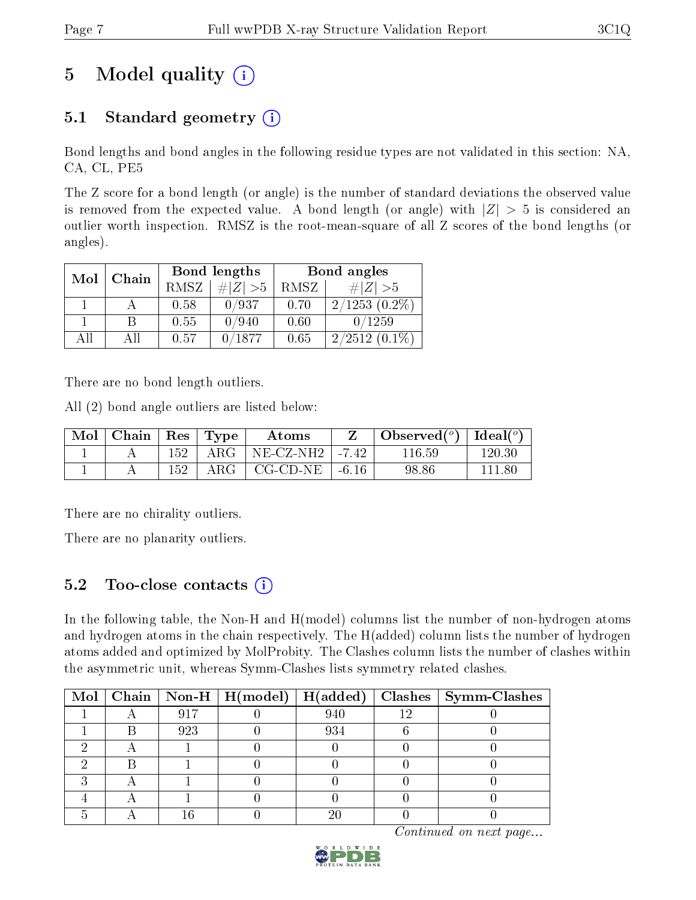# 5 Model quality

## 5.1 Standard geometry

Bond lengths and bond angles in the following residue types are not validated in this section: NA, CA, CL, PE5

The Z score for a bond length (or angle) is the number of standard deviations the observed value is removed from the expected value. A bond length (or angle) with $|Z| > 5$ is considered an outlier worth inspection. RMSZ is the root-mean-square of all Z scores of the bond lengths (or angles).

| Mol | Chain | Bond lengths | | Bond angles | |
|---|---|---|---|---|---|
| | | RMSZ | $\#\|Z\| >5$ | RMSZ | $\#\|Z\| >5$ |
| 1 | A | 0.58 | 0/937 | 0.70 | 2/1253 (0.2%) |
| 1 | B | 0.55 | 0/940 | 0.60 | 0/1259 |
| All | All | 0.57 | 0/1877 | 0.65 | 2/2512 (0.1%) |

There are no bond length outliers.

All (2) bond angle outliers are listed below:

| Mol | Chain | Res | Type | Atoms | Z | Observed($^o$) | Ideal($^o$) |
|---|---|---|---|---|---|---|---|
| 1 | A | 152 | ARG | NE-CZ-NH2 | -7.42 | 116.59 | 120.30 |
| 1 | A | 152 | ARG | CG-CD-NE | -6.16 | 98.86 | 111.80 |

There are no chirality outliers.

There are no planarity outliers.

## 5.2 Too-close contacts

In the following table, the Non-H and H(model) columns list the number of non-hydrogen atoms and hydrogen atoms in the chain respectively. The H(added) column lists the number of hydrogen atoms added and optimized by MolProbity. The Clashes column lists the number of clashes within the asymmetric unit, whereas Symm-Clashes lists symmetry related clashes.

| Mol | Chain | Non-H | H(model) | H(added) | Clashes | Symm-Clashes |
|---|---|---|---|---|---|---|
| 1 | A | 917 | 0 | 940 | 12 | 0 |
| 1 | B | 923 | 0 | 934 | 6 | 0 |
| 2 | A | 1 | 0 | 0 | 0 | 0 |
| 2 | B | 1 | 0 | 0 | 0 | 0 |
| 3 | A | 1 | 0 | 0 | 0 | 0 |
| 4 | A | 1 | 0 | 0 | 0 | 0 |
| 5 | A | 16 | 0 | 20 | 0 | 0 |

*Continued on next page...*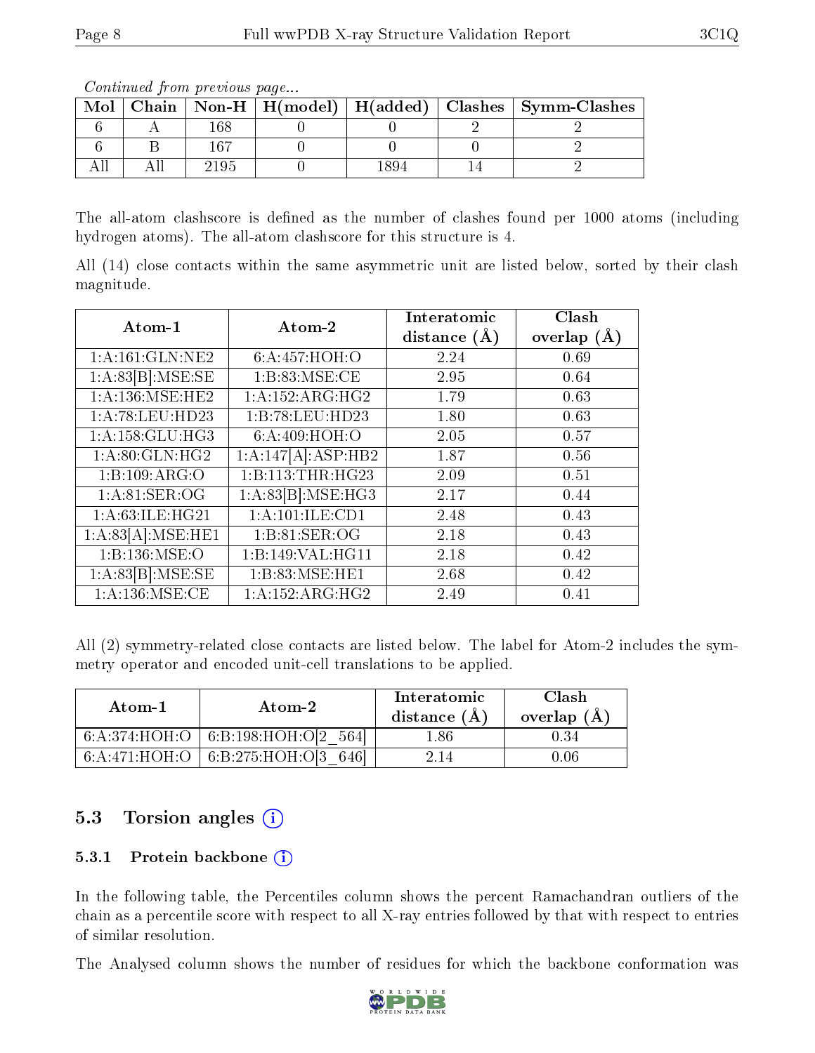*Continued from previous page...*

| Mol | Chain | Non-H | H(model) | H(added) | Clashes | Symm-Clashes |
|---|---|---|---|---|---|---|
| 6 | A | 168 | 0 | 0 | 2 | 2 |
| 6 | B | 167 | 0 | 0 | 0 | 2 |
| All | All | 2195 | 0 | 1894 | 14 | 2 |

The all-atom clashscore is defined as the number of clashes found per 1000 atoms (including hydrogen atoms). The all-atom clashscore for this structure is 4.

All (14) close contacts within the same asymmetric unit are listed below, sorted by their clash magnitude.

| Atom-1 | Atom-2 | Interatomic distance (Å) | Clash overlap (Å) |
|---|---|---|---|
| 1:A:161:GLN:NE2 | 6:A:457:HOH:O | 2.24 | 0.69 |
| 1:A:83[B]:MSE:SE | 1:B:83:MSE:CE | 2.95 | 0.64 |
| 1:A:136:MSE:HE2 | 1:A:152:ARG:HG2 | 1.79 | 0.63 |
| 1:A:78:LEU:HD23 | 1:B:78:LEU:HD23 | 1.80 | 0.63 |
| 1:A:158:GLU:HG3 | 6:A:409:HOH:O | 2.05 | 0.57 |
| 1:A:80:GLN:HG2 | 1:A:147[A]:ASP:HB2 | 1.87 | 0.56 |
| 1:B:109:ARG:O | 1:B:113:THR:HG23 | 2.09 | 0.51 |
| 1:A:81:SER:OG | 1:A:83[B]:MSE:HG3 | 2.17 | 0.44 |
| 1:A:63:ILE:HG21 | 1:A:101:ILE:CD1 | 2.48 | 0.43 |
| 1:A:83[A]:MSE:HE1 | 1:B:81:SER:OG | 2.18 | 0.43 |
| 1:B:136:MSE:O | 1:B:149:VAL:HG11 | 2.18 | 0.42 |
| 1:A:83[B]:MSE:SE | 1:B:83:MSE:HE1 | 2.68 | 0.42 |
| 1:A:136:MSE:CE | 1:A:152:ARG:HG2 | 2.49 | 0.41 |

All (2) symmetry-related close contacts are listed below. The label for Atom-2 includes the symmetry operator and encoded unit-cell translations to be applied.

| Atom-1 | Atom-2 | Interatomic distance (Å) | Clash overlap (Å) |
|---|---|---|---|
| 6:A:374:HOH:O | 6:B:198:HOH:O[2_564] | 1.86 | 0.34 |
| 6:A:471:HOH:O | 6:B:275:HOH:O[3_646] | 2.14 | 0.06 |

### 5.3 Torsion angles (i)

#### 5.3.1 Protein backbone (i)

In the following table, the Percentiles column shows the percent Ramachandran outliers of the chain as a percentile score with respect to all X-ray entries followed by that with respect to entries of similar resolution.

The Analysed column shows the number of residues for which the backbone conformation was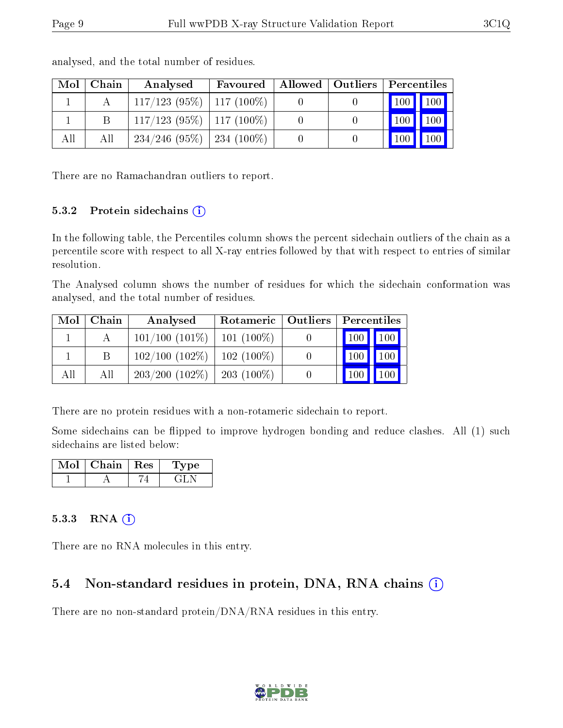analysed, and the total number of residues.

| Mol | Chain | Analysed | Favoured | Allowed | Outliers | Percentiles | |
|---|---|---|---|---|---|---|---|
| 1 | A | 117/123 (95%) | 117 (100%) | 0 | 0 | 100 | 100 |
| 1 | B | 117/123 (95%) | 117 (100%) | 0 | 0 | 100 | 100 |
| All | All | 234/246 (95%) | 234 (100%) | 0 | 0 | 100 | 100 |

There are no Ramachandran outliers to report.

### 5.3.2 Protein sidechains (i)

In the following table, the Percentiles column shows the percent sidechain outliers of the chain as a percentile score with respect to all X-ray entries followed by that with respect to entries of similar resolution.

The Analysed column shows the number of residues for which the sidechain conformation was analysed, and the total number of residues.

| Mol | Chain | Analysed | Rotameric | Outliers | Percentiles | |
|---|---|---|---|---|---|---|
| 1 | A | 101/100 (101%) | 101 (100%) | 0 | 100 | 100 |
| 1 | B | 102/100 (102%) | 102 (100%) | 0 | 100 | 100 |
| All | All | 203/200 (102%) | 203 (100%) | 0 | 100 | 100 |

There are no protein residues with a non-rotameric sidechain to report.

Some sidechains can be flipped to improve hydrogen bonding and reduce clashes. All (1) such sidechains are listed below:

| Mol | Chain | Res | Type |
|---|---|---|---|
| 1 | A | 74 | GLN |

### 5.3.3 RNA (i)

There are no RNA molecules in this entry.

## 5.4 Non-standard residues in protein, DNA, RNA chains (i)

There are no non-standard protein/DNA/RNA residues in this entry.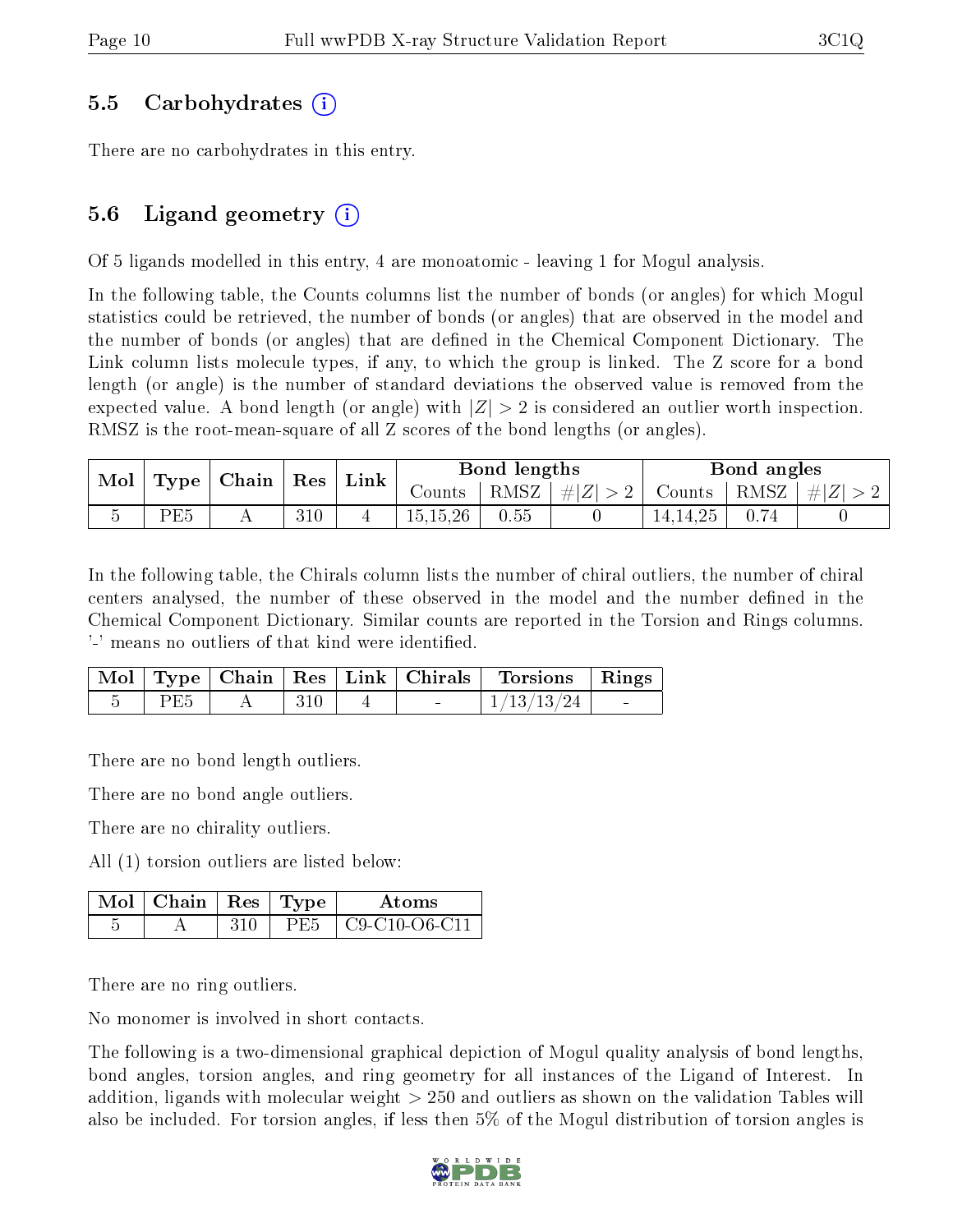## 5.5 Carbohydrates (i)

There are no carbohydrates in this entry.

## 5.6 Ligand geometry (i)

Of 5 ligands modelled in this entry, 4 are monoatomic - leaving 1 for Mogul analysis.

In the following table, the Counts columns list the number of bonds (or angles) for which Mogul statistics could be retrieved, the number of bonds (or angles) that are observed in the model and the number of bonds (or angles) that are defined in the Chemical Component Dictionary. The Link column lists molecule types, if any, to which the group is linked. The Z score for a bond length (or angle) is the number of standard deviations the observed value is removed from the expected value. A bond length (or angle) with $|Z| > 2$ is considered an outlier worth inspection. RMSZ is the root-mean-square of all Z scores of the bond lengths (or angles).

| Mol | Type | Chain | Res | Link | Bond lengths | | | Bond angles | | |
|---|---|---|---|---|---|---|---|---|---|---|
| | | | | | Counts | RMSZ | $\#\|Z\|>2$ | Counts | RMSZ | $\#\|Z\|>2$ |
| 5 | PE5 | A | 310 | 4 | 15,15,26 | 0.55 | 0 | 14,14,25 | 0.74 | 0 |

In the following table, the Chirals column lists the number of chiral outliers, the number of chiral centers analysed, the number of these observed in the model and the number defined in the Chemical Component Dictionary. Similar counts are reported in the Torsion and Rings columns. '-' means no outliers of that kind were identified.

| Mol | Type | Chain | Res | Link | Chirals | Torsions | Rings |
|---|---|---|---|---|---|---|---|
| 5 | PE5 | A | 310 | 4 | - | 1/13/13/24 | - |

There are no bond length outliers.

There are no bond angle outliers.

There are no chirality outliers.

All (1) torsion outliers are listed below:

| Mol | Chain | Res | Type | Atoms |
|---|---|---|---|---|
| 5 | A | 310 | PE5 | C9-C10-O6-C11 |

There are no ring outliers.

No monomer is involved in short contacts.

The following is a two-dimensional graphical depiction of Mogul quality analysis of bond lengths, bond angles, torsion angles, and ring geometry for all instances of the Ligand of Interest. In addition, ligands with molecular weight > 250 and outliers as shown on the validation Tables will also be included. For torsion angles, if less then 5% of the Mogul distribution of torsion angles is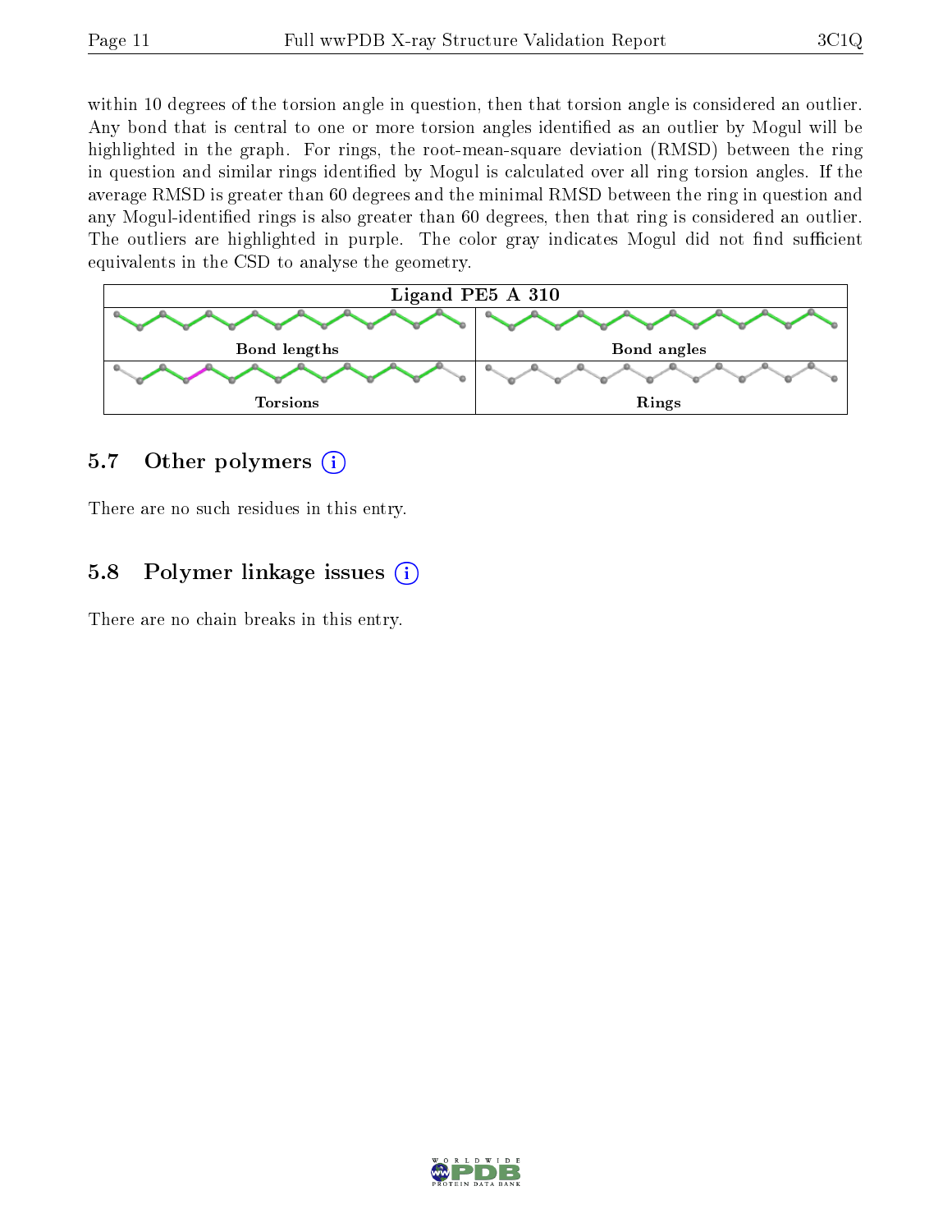within 10 degrees of the torsion angle in question, then that torsion angle is considered an outlier. Any bond that is central to one or more torsion angles identified as an outlier by Mogul will be highlighted in the graph. For rings, the root-mean-square deviation (RMSD) between the ring in question and similar rings identified by Mogul is calculated over all ring torsion angles. If the average RMSD is greater than 60 degrees and the minimal RMSD between the ring in question and any Mogul-identified rings is also greater than 60 degrees, then that ring is considered an outlier. The outliers are highlighted in purple. The color gray indicates Mogul did not find sufficient equivalents in the CSD to analyse the geometry.

| Ligand PE5 A 310 | |
|---|---|
| Bond lengths | Bond angles |
| Torsions | Rings |

## 5.7 Other polymers

There are no such residues in this entry.

## 5.8 Polymer linkage issues

There are no chain breaks in this entry.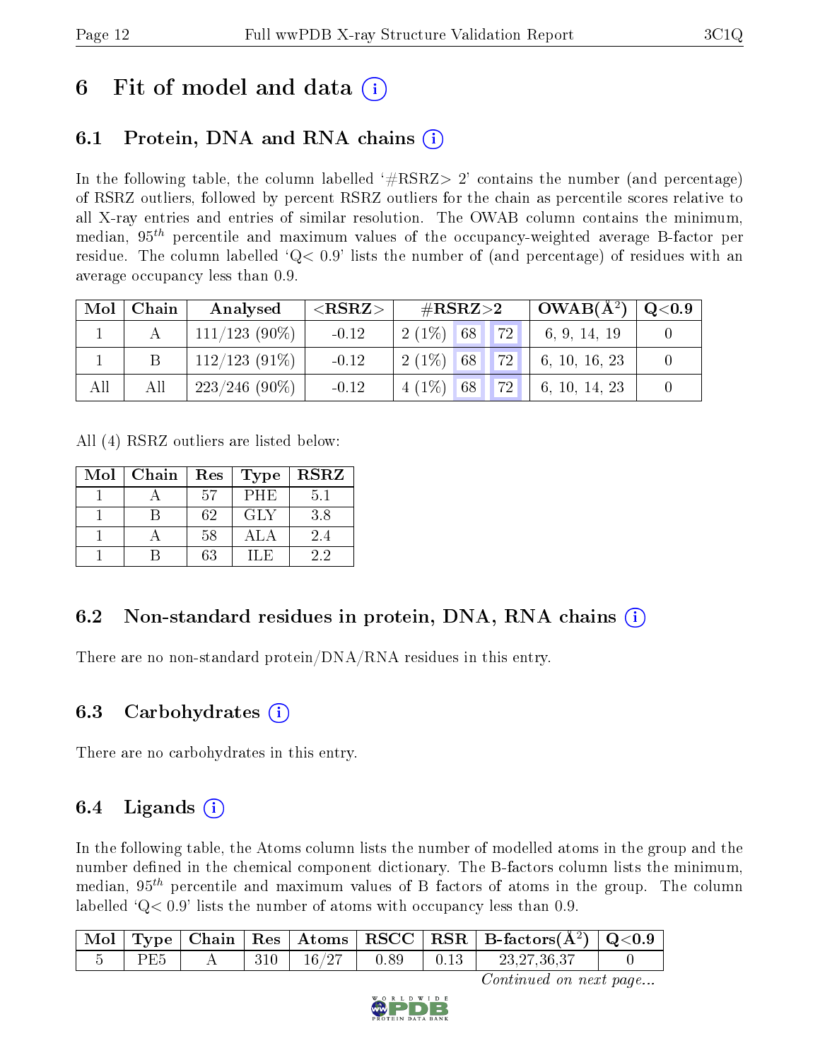# 6 Fit of model and data (i)

## 6.1 Protein, DNA and RNA chains (i)

In the following table, the column labelled '#RSRZ> 2' contains the number (and percentage) of RSRZ outliers, followed by percent RSRZ outliers for the chain as percentile scores relative to all X-ray entries and entries of similar resolution. The OWAB column contains the minimum, median, $95^{th}$ percentile and maximum values of the occupancy-weighted average B-factor per residue. The column labelled 'Q< 0.9' lists the number of (and percentage) of residues with an average occupancy less than 0.9.

| Mol | Chain | Analysed | <RSRZ> | #RSRZ>2 | | | OWAB(Å$^2$) | Q<0.9 |
|---|---|---|---|---|---|---|---|---|
| 1 | A | 111/123 (90%) | -0.12 | 2 (1%) | 68 | 72 | 6, 9, 14, 19 | 0 |
| 1 | B | 112/123 (91%) | -0.12 | 2 (1%) | 68 | 72 | 6, 10, 16, 23 | 0 |
| All | All | 223/246 (90%) | -0.12 | 4 (1%) | 68 | 72 | 6, 10, 14, 23 | 0 |

All (4) RSRZ outliers are listed below:

| Mol | Chain | Res | Type | RSRZ |
|---|---|---|---|---|
| 1 | A | 57 | PHE | 5.1 |
| 1 | B | 62 | GLY | 3.8 |
| 1 | A | 58 | ALA | 2.4 |
| 1 | B | 63 | ILE | 2.2 |

## 6.2 Non-standard residues in protein, DNA, RNA chains (i)

There are no non-standard protein/DNA/RNA residues in this entry.

## 6.3 Carbohydrates (i)

There are no carbohydrates in this entry.

## 6.4 Ligands (i)

In the following table, the Atoms column lists the number of modelled atoms in the group and the number defined in the chemical component dictionary. The B-factors column lists the minimum, median, $95^{th}$ percentile and maximum values of B factors of atoms in the group. The column labelled 'Q< 0.9' lists the number of atoms with occupancy less than 0.9.

| Mol | Type | Chain | Res | Atoms | RSCC | RSR | B-factors(Å$^2$) | Q<0.9 |
|---|---|---|---|---|---|---|---|---|
| 5 | PE5 | A | 310 | 16/27 | 0.89 | 0.13 | 23,27,36,37 | 0 |

*Continued on next page...*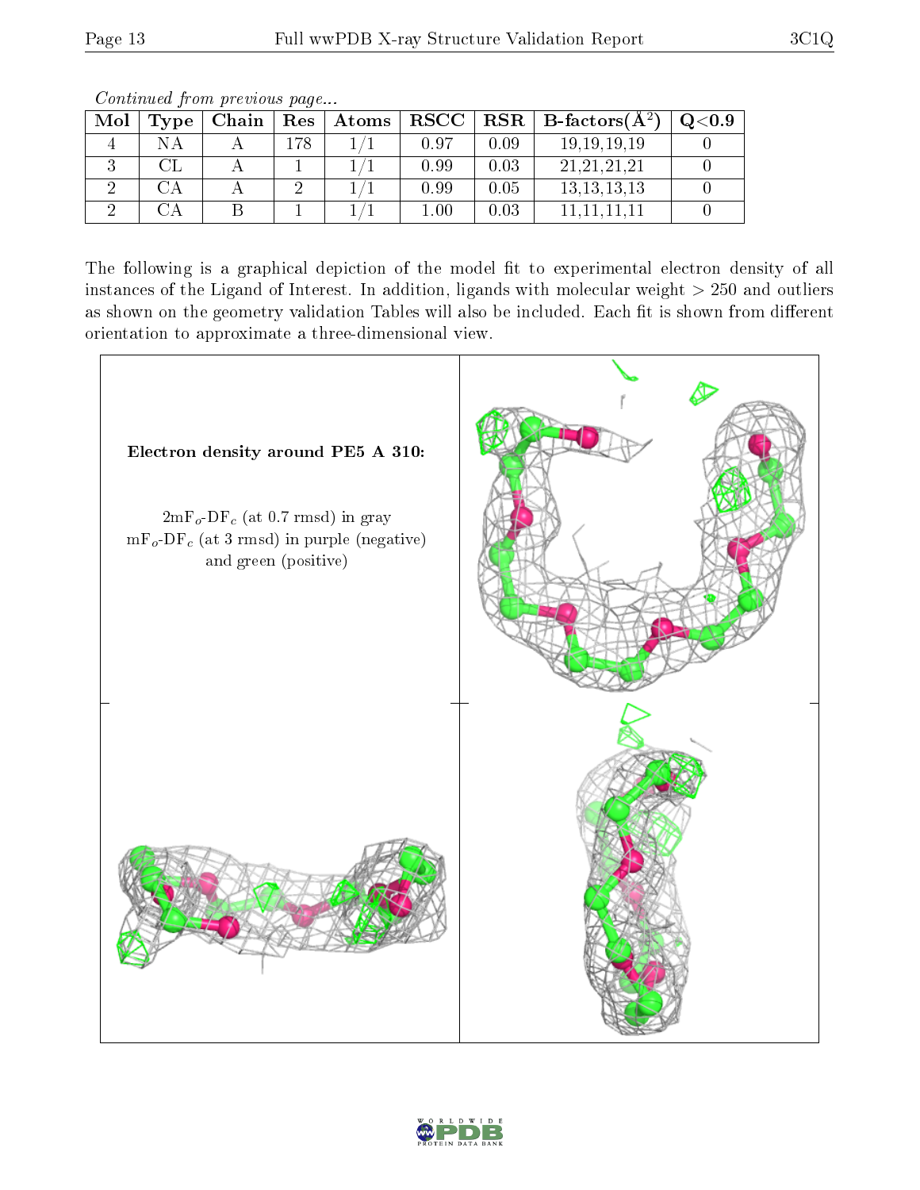*Continued from previous page...*

| Mol | Type | Chain | Res | Atoms | RSCC | RSR | B-factors($Å^2$) | Q<0.9 |
|---|---|---|---|---|---|---|---|---|
| 4 | NA | A | 178 | 1/1 | 0.97 | 0.09 | 19,19,19,19 | 0 |
| 3 | CL | A | 1 | 1/1 | 0.99 | 0.03 | 21,21,21,21 | 0 |
| 2 | CA | A | 2 | 1/1 | 0.99 | 0.05 | 13,13,13,13 | 0 |
| 2 | CA | B | 1 | 1/1 | 1.00 | 0.03 | 11,11,11,11 | 0 |

The following is a graphical depiction of the model fit to experimental electron density of all instances of the Ligand of Interest. In addition, ligands with molecular weight > 250 and outliers as shown on the geometry validation Tables will also be included. Each fit is shown from different orientation to approximate a three-dimensional view.

**Electron density around PE5 A 310:**

$2mF_o$-$DF_c$ (at 0.7 rmsd) in gray
$mF_o$-$DF_c$ (at 3 rmsd) in purple (negative) and green (positive)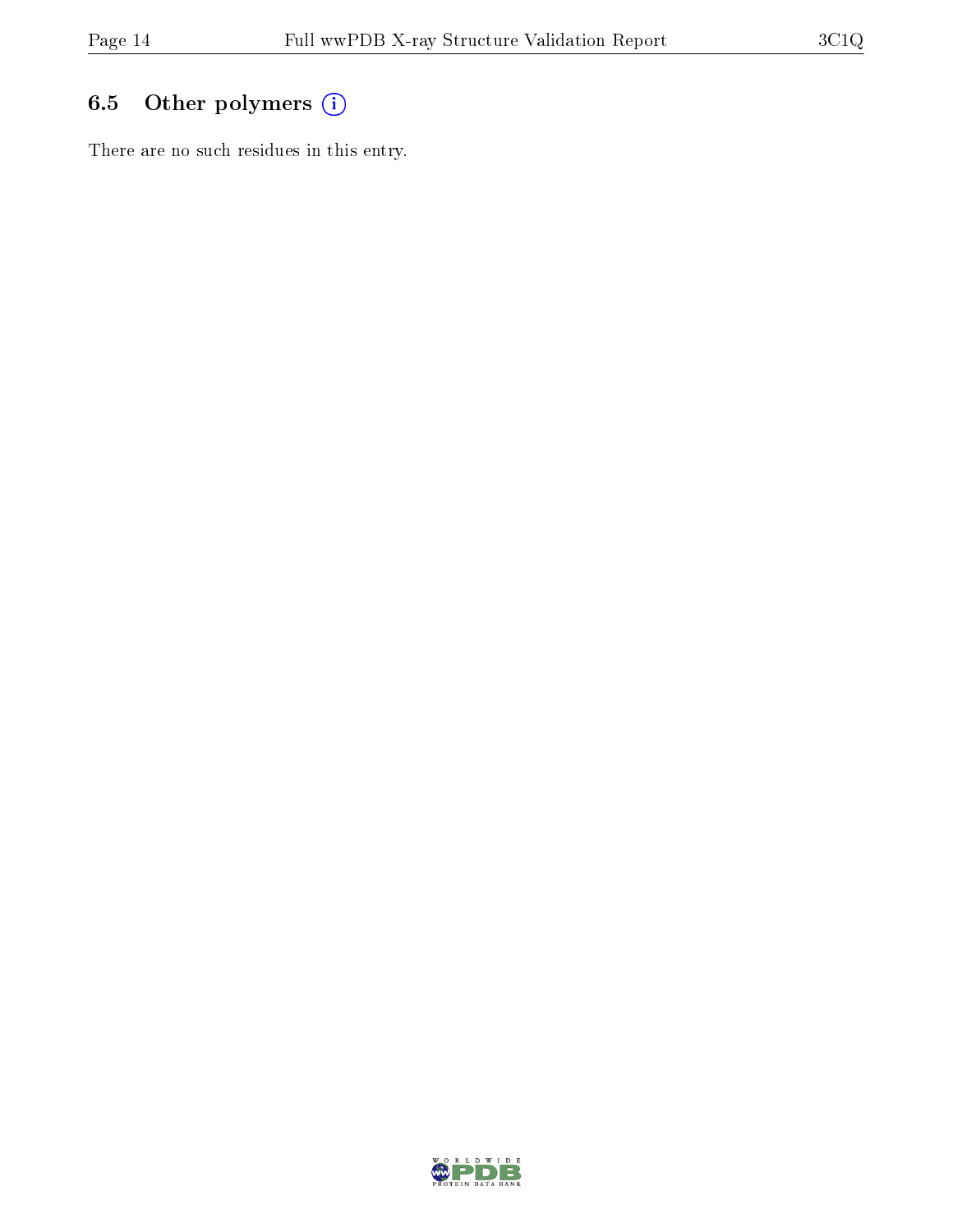## 6.5 Other polymers

There are no such residues in this entry.